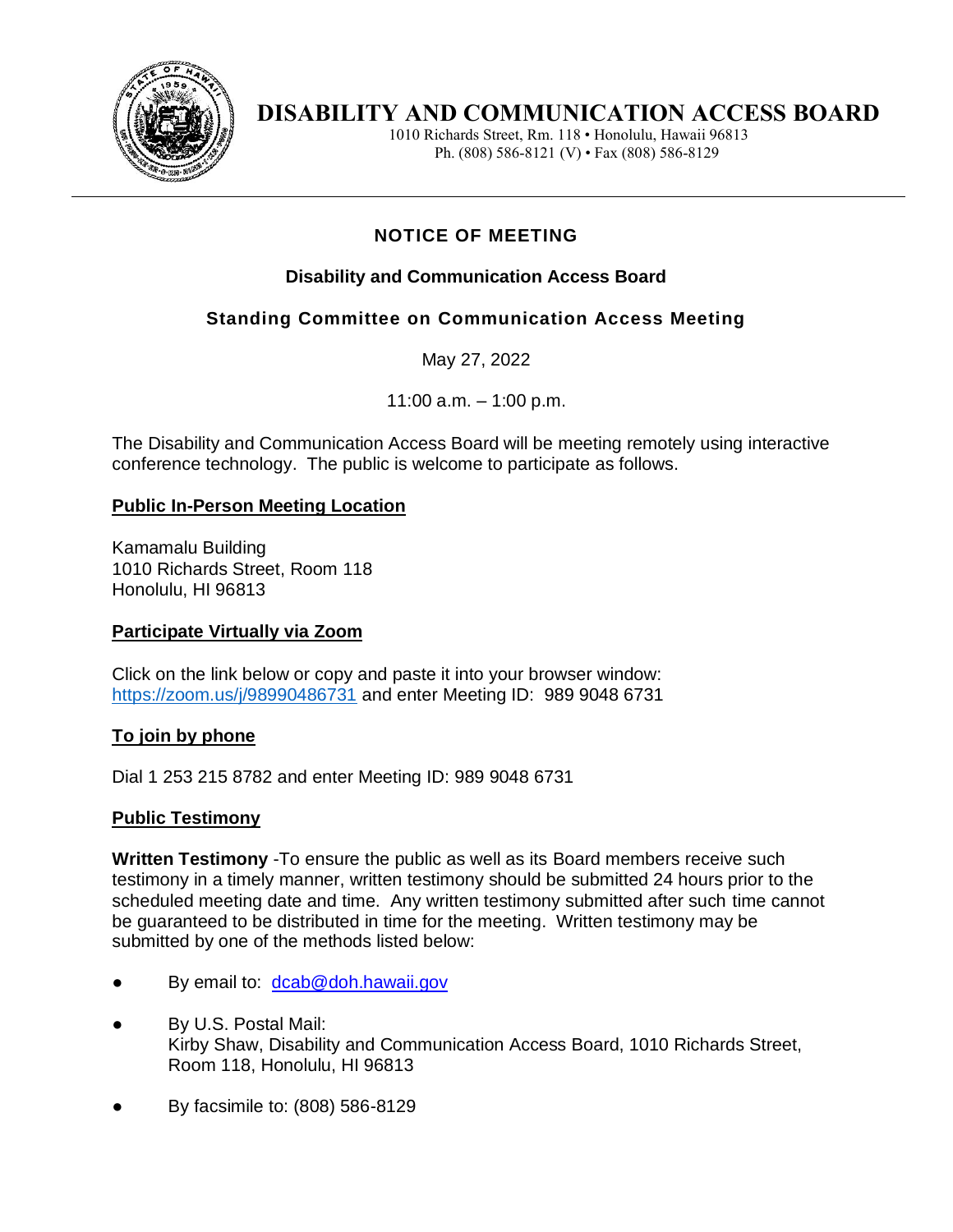# DISABILITY AND COMMUNICATION ACCESS BOARD

1010 Richards Street, Rm. 118 • Honolulu, Hawaii 96813
Ph. (808) 586-8121 (V) • Fax (808) 586-8129

---

## NOTICE OF MEETING

### Disability and Communication Access Board

### Standing Committee on Communication Access Meeting

May 27, 2022

11:00 a.m. – 1:00 p.m.

The Disability and Communication Access Board will be meeting remotely using interactive conference technology. The public is welcome to participate as follows.

**Public In-Person Meeting Location**

Kamamalu Building
1010 Richards Street, Room 118
Honolulu, HI 96813

**Participate Virtually via Zoom**

Click on the link below or copy and paste it into your browser window:
https://zoom.us/j/98990486731 and enter Meeting ID: 989 9048 6731

**To join by phone**

Dial 1 253 215 8782 and enter Meeting ID: 989 9048 6731

**Public Testimony**

**Written Testimony** -To ensure the public as well as its Board members receive such testimony in a timely manner, written testimony should be submitted 24 hours prior to the scheduled meeting date and time. Any written testimony submitted after such time cannot be guaranteed to be distributed in time for the meeting. Written testimony may be submitted by one of the methods listed below:

- By email to: dcab@doh.hawaii.gov
- By U.S. Postal Mail:
  Kirby Shaw, Disability and Communication Access Board, 1010 Richards Street, Room 118, Honolulu, HI 96813
- By facsimile to: (808) 586-8129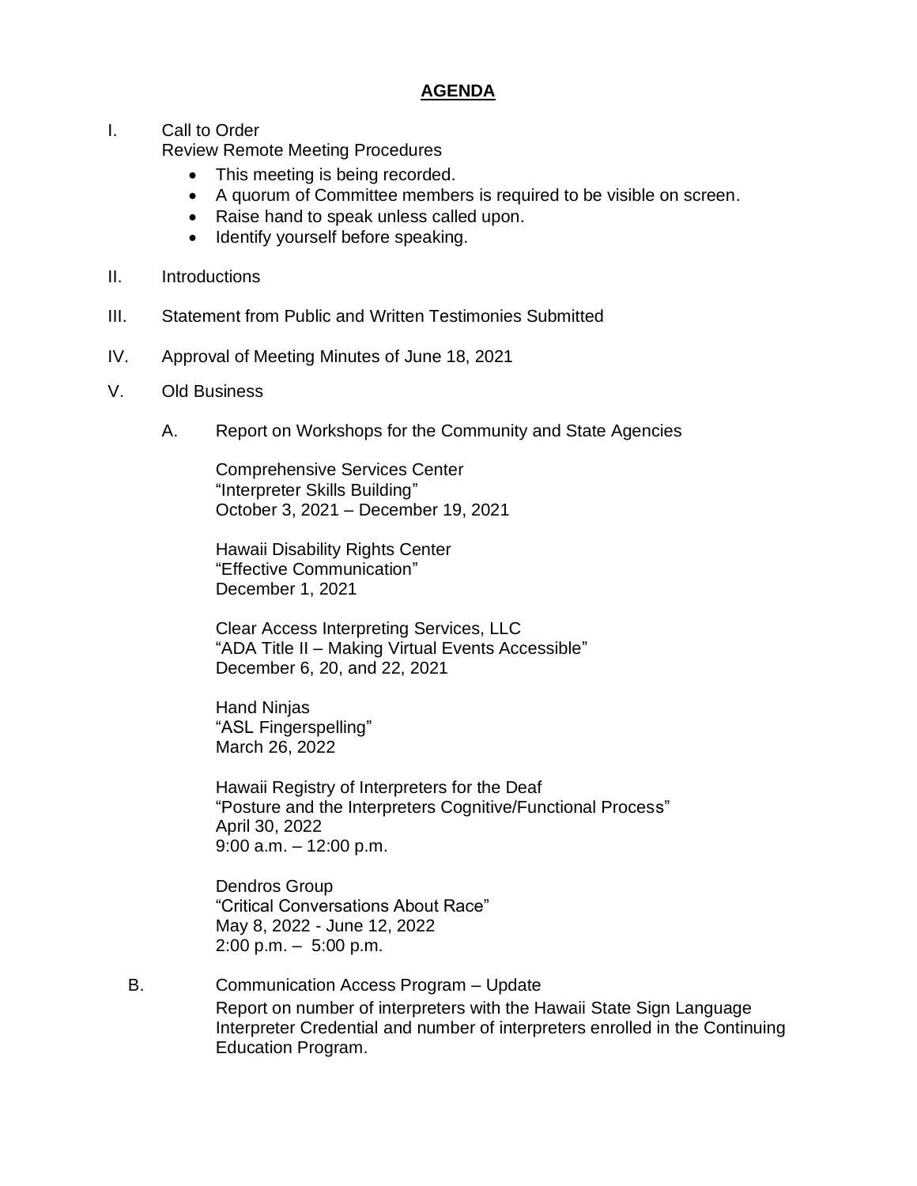# AGENDA

I. Call to Order
Review Remote Meeting Procedures

- This meeting is being recorded.
- A quorum of Committee members is required to be visible on screen.
- Raise hand to speak unless called upon.
- Identify yourself before speaking.

II. Introductions

III. Statement from Public and Written Testimonies Submitted

IV. Approval of Meeting Minutes of June 18, 2021

V. Old Business

A. Report on Workshops for the Community and State Agencies

Comprehensive Services Center
"Interpreter Skills Building"
October 3, 2021 – December 19, 2021

Hawaii Disability Rights Center
"Effective Communication"
December 1, 2021

Clear Access Interpreting Services, LLC
"ADA Title II – Making Virtual Events Accessible"
December 6, 20, and 22, 2021

Hand Ninjas
"ASL Fingerspelling"
March 26, 2022

Hawaii Registry of Interpreters for the Deaf
"Posture and the Interpreters Cognitive/Functional Process"
April 30, 2022
9:00 a.m. – 12:00 p.m.

Dendros Group
"Critical Conversations About Race"
May 8, 2022 - June 12, 2022
2:00 p.m. – 5:00 p.m.

B. Communication Access Program – Update
Report on number of interpreters with the Hawaii State Sign Language Interpreter Credential and number of interpreters enrolled in the Continuing Education Program.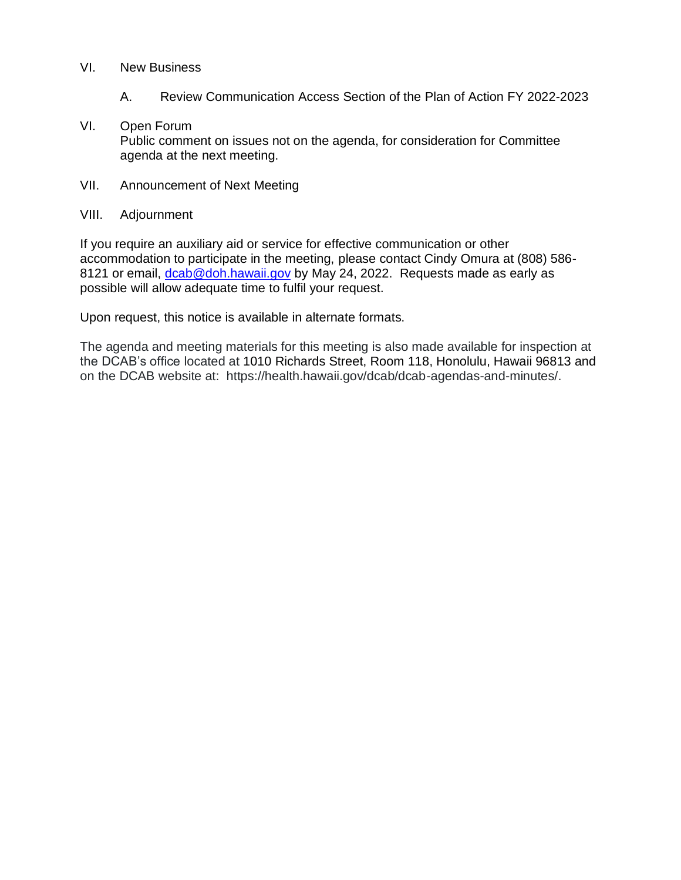VI. New Business

A. Review Communication Access Section of the Plan of Action FY 2022-2023

VI. Open Forum
Public comment on issues not on the agenda, for consideration for Committee agenda at the next meeting.

VII. Announcement of Next Meeting

VIII. Adjournment

If you require an auxiliary aid or service for effective communication or other accommodation to participate in the meeting, please contact Cindy Omura at (808) 586-8121 or email, dcab@doh.hawaii.gov by May 24, 2022. Requests made as early as possible will allow adequate time to fulfil your request.

Upon request, this notice is available in alternate formats.

The agenda and meeting materials for this meeting is also made available for inspection at the DCAB's office located at 1010 Richards Street, Room 118, Honolulu, Hawaii 96813 and on the DCAB website at: https://health.hawaii.gov/dcab/dcab-agendas-and-minutes/.